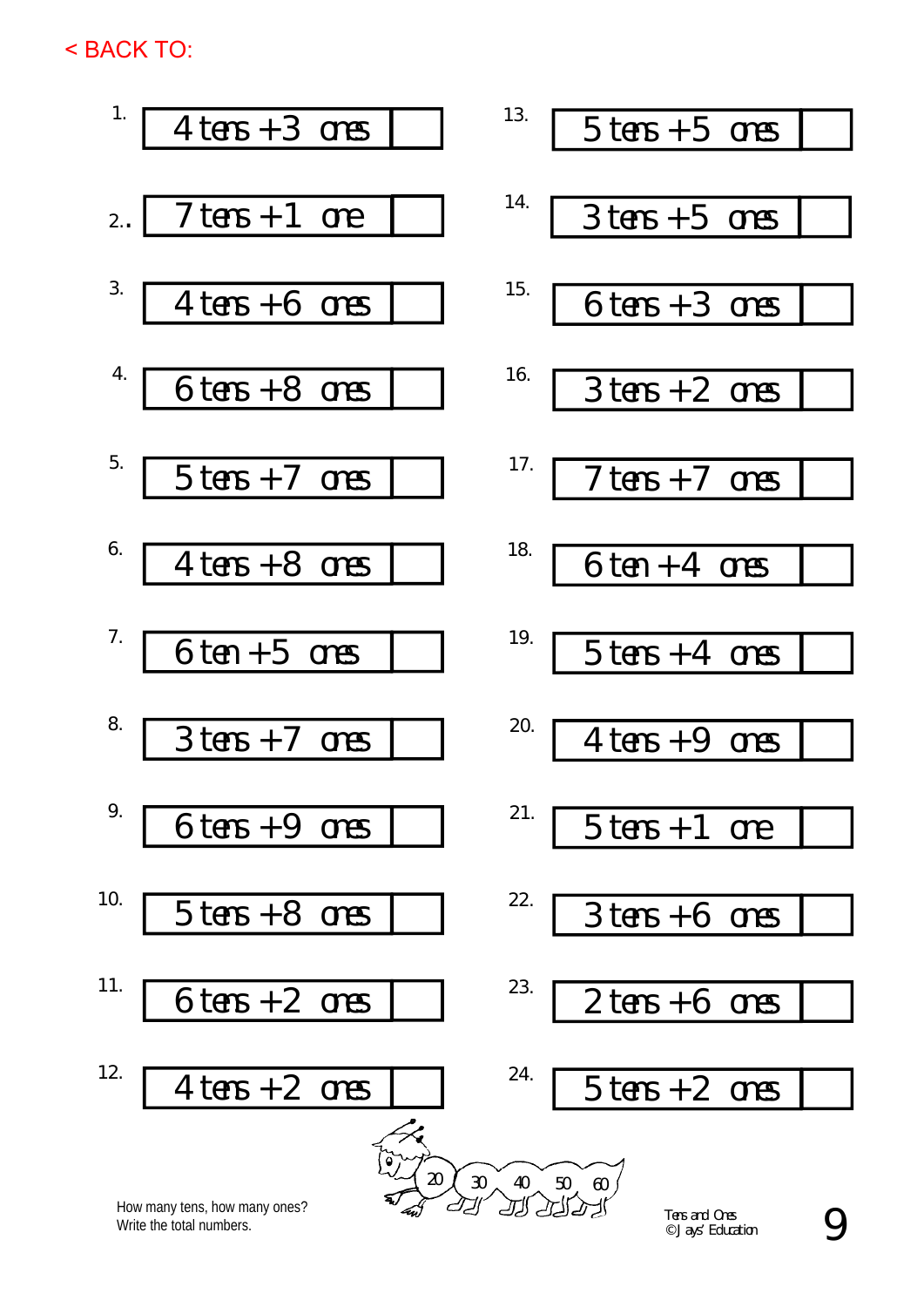< BACK TO:

1. 4 tens + 3 ones [ ]

2. 7 tens + 1 one [ ]

3. 4 tens + 6 ones [ ]

4. 6 tens + 8 ones [ ]

5. 5 tens + 7 ones [ ]

6. 4 tens + 8 ones [ ]

7. 6 ten + 5 ones [ ]

8. 3 tens + 7 ones [ ]

9. 6 tens + 9 ones [ ]

10. 5 tens + 8 ones [ ]

11. 6 tens + 2 ones [ ]

12. 4 tens + 2 ones [ ]

13. 5 tens + 5 ones [ ]

14. 3 tens + 5 ones [ ]

15. 6 tens + 3 ones [ ]

16. 3 tens + 2 ones [ ]

17. 7 tens + 7 ones [ ]

18. 6 ten + 4 ones [ ]

19. 5 tens + 4 ones [ ]

20. 4 tens + 9 ones [ ]

21. 5 tens + 1 one [ ]

22. 3 tens + 6 ones [ ]

23. 2 tens + 6 ones [ ]

24. 5 tens + 2 ones [ ]

20 30 40 50 60

How many tens, how many ones?
Write the total numbers.

Tens and Ones
© Jays' Education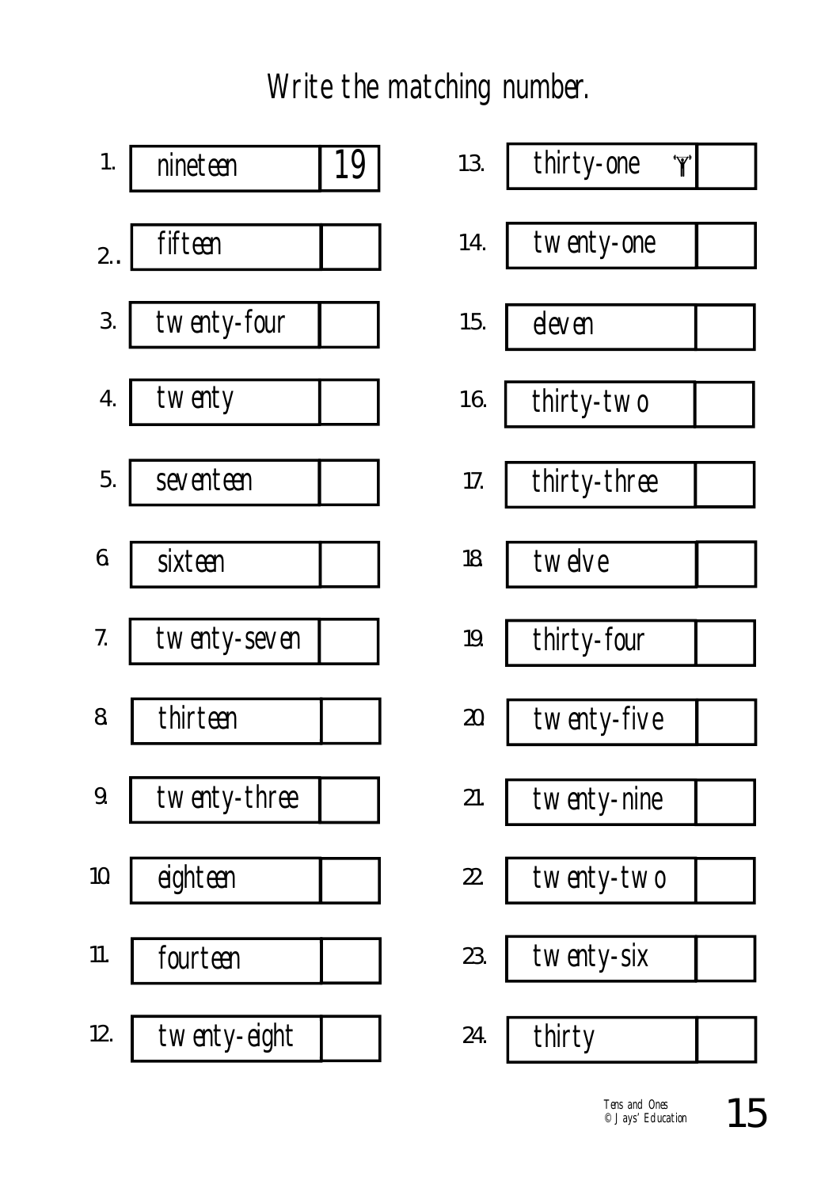# Write the matching number.

1. nineteen 19
2. fifteen
3. twenty-four
4. twenty
5. seventeen
6. sixteen
7. twenty-seven
8. thirteen
9. twenty-three
10. eighteen
11. fourteen
12. twenty-eight
13. thirty-one
14. twenty-one
15. eleven
16. thirty-two
17. thirty-three
18. twelve
19. thirty-four
20. twenty-five
21. twenty-nine
22. twenty-two
23. twenty-six
24. thirty

Tens and Ones
© Jays' Education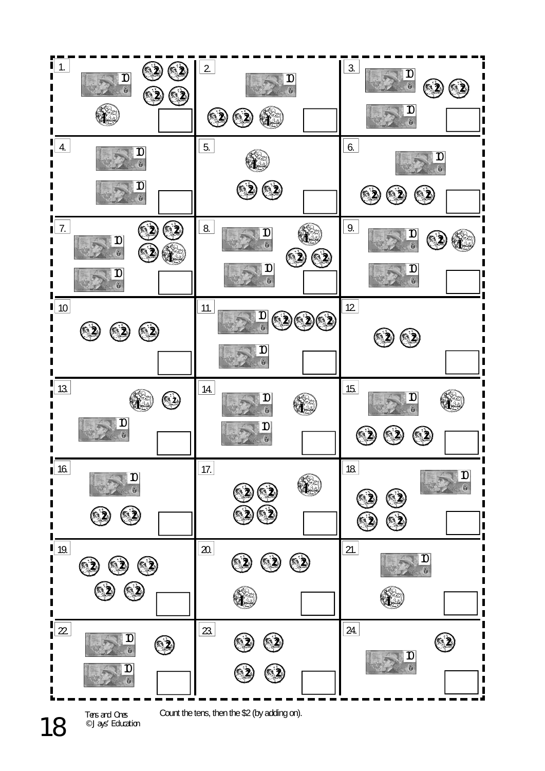1. 10 2 2 2 2 1

2. 10 2 2 1

3. 10 10 2 2

4. 10 10

5. 1 2 2

6. 10 2 2 2

7. 10 10 2 2 2 1

8. 10 10 1 2 2

9. 10 10 2 1

10. 2 2 2

11. 10 10 2 2 2

12. 2 2

13. 1 2 10

14. 10 10 1

15. 10 1 2 2 2

16. 10 2 2

17. 2 2 2 2 1

18. 10 2 2 2 2

19. 2 2 2 2 2

20. 2 2 2 1

21. 10 1

22. 10 10 2

23. 2 2 2 2

24. 2 10

Tens and Ones
© Jays' Education

Count the tens, then the $2 (by adding on).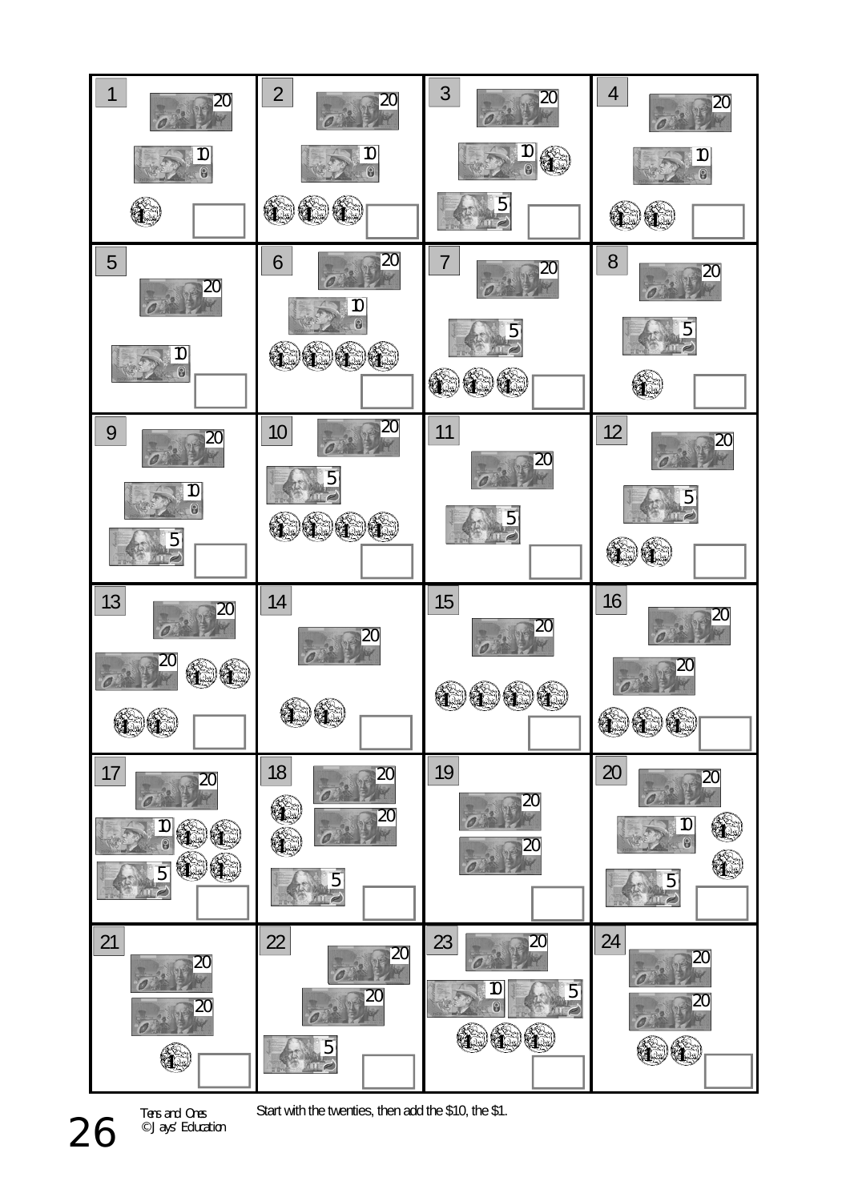| 1 | 2 | 3 | 4 |
| --- | --- | --- | --- |
| 20, 10, 1 | 20, 10, 1 1 1 | 20, 10, 1, 5 | 20, 10, 1 1 |
| **5** | **6** | **7** | **8** |
| 20, 10 | 20, 10, 1 1 1 1 | 20, 5, 1 1 1 | 20, 5, 1 |
| **9** | **10** | **11** | **12** |
| 20, 10, 5 | 20, 5, 1 1 1 1 | 20, 5 | 20, 5, 1 1 |
| **13** | **14** | **15** | **16** |
| 20, 20, 1 1, 1 1 | 20, 1 1 | 20, 1 1 1 1 | 20, 20, 1 1 1 |
| **17** | **18** | **19** | **20** |
| 20, 10, 1 1, 5, 1 1 | 20, 1, 20, 1, 5 | 20, 20 | 20, 10, 1, 1, 5 |
| **21** | **22** | **23** | **24** |
| 20, 20, 1 | 20, 20, 5 | 20, 10, 5, 1 1 1 | 20, 20, 1 1 |

Start with the twenties, then add the $10, the $1.

Tens and Ones
© Jays' Education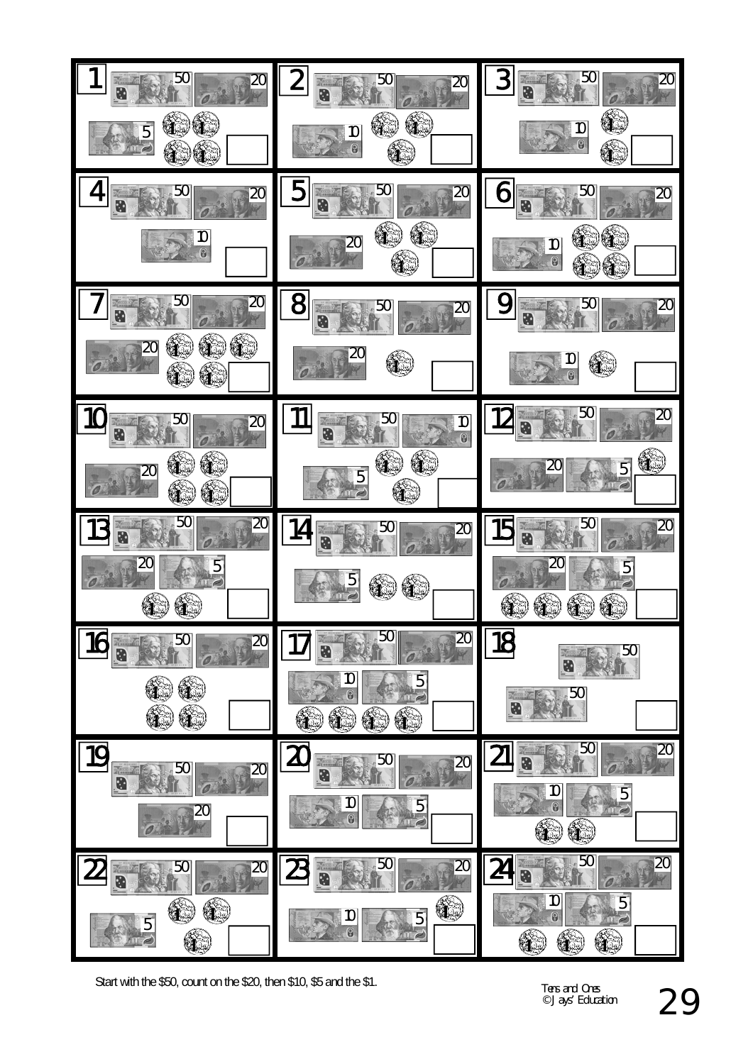| | | |
|---|---|---|
| 1 — 50, 20, 5, 1, 1, 1, 1 | 2 — 50, 20, 10, 1, 1, 1 | 3 — 50, 20, 10, 1, 1 |
| 4 — 50, 20, 10 | 5 — 50, 20, 20, 1, 1, 1 | 6 — 50, 20, 10, 1, 1, 1, 1 |
| 7 — 50, 20, 20, 1, 1, 1, 1, 1 | 8 — 50, 20, 20, 1 | 9 — 50, 20, 10, 1 |
| 10 — 50, 20, 20, 1, 1, 1, 1 | 11 — 50, 10, 5, 1, 1, 1 | 12 — 50, 20, 20, 5, 1 |
| 13 — 50, 20, 20, 5, 1, 1 | 14 — 50, 20, 5, 1, 1 | 15 — 50, 20, 20, 5, 1, 1, 1, 1 |
| 16 — 50, 20, 1, 1, 1, 1 | 17 — 50, 20, 10, 5, 1, 1, 1, 1 | 18 — 50, 50 |
| 19 — 50, 20, 20 | 20 — 50, 20, 10, 5 | 21 — 50, 20, 10, 5, 1, 1 |
| 22 — 50, 20, 5, 1, 1, 1 | 23 — 50, 20, 10, 5, 1 | 24 — 50, 20, 10, 5, 1, 1, 1 |

Start with the $50, count on the $20, then $10, $5 and the $1.

Tens and Ones
© Jays' Education